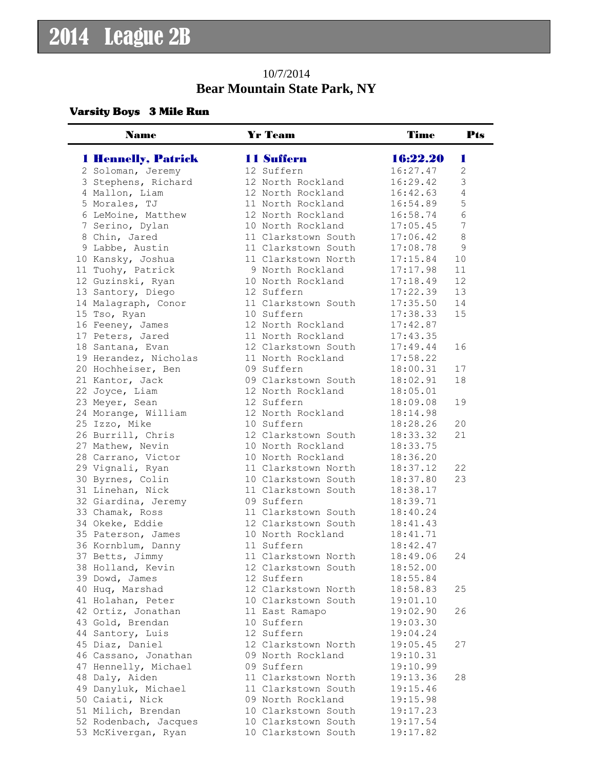# 2014 League 2B

10/7/2014

**Bear Mountain State Park, NY**

### Varsity Boys 3 Mile Run

| Name | Yr | Team | Time | Pts |
|---|---|---|---|---|
| **1 Hennelly, Patrick** | **11** | **Suffern** | **16:22.20** | **1** |
| 2 Soloman, Jeremy | 12 | Suffern | 16:27.47 | 2 |
| 3 Stephens, Richard | 12 | North Rockland | 16:29.42 | 3 |
| 4 Mallon, Liam | 12 | North Rockland | 16:42.63 | 4 |
| 5 Morales, TJ | 11 | North Rockland | 16:54.89 | 5 |
| 6 LeMoine, Matthew | 12 | North Rockland | 16:58.74 | 6 |
| 7 Serino, Dylan | 10 | North Rockland | 17:05.45 | 7 |
| 8 Chin, Jared | 11 | Clarkstown South | 17:06.42 | 8 |
| 9 Labbe, Austin | 11 | Clarkstown South | 17:08.78 | 9 |
| 10 Kansky, Joshua | 11 | Clarkstown North | 17:15.84 | 10 |
| 11 Tuohy, Patrick | 9 | North Rockland | 17:17.98 | 11 |
| 12 Guzinski, Ryan | 10 | North Rockland | 17:18.49 | 12 |
| 13 Santory, Diego | 12 | Suffern | 17:22.39 | 13 |
| 14 Malagraph, Conor | 11 | Clarkstown South | 17:35.50 | 14 |
| 15 Tso, Ryan | 10 | Suffern | 17:38.33 | 15 |
| 16 Feeney, James | 12 | North Rockland | 17:42.87 | |
| 17 Peters, Jared | 11 | North Rockland | 17:43.35 | |
| 18 Santana, Evan | 12 | Clarkstown South | 17:49.44 | 16 |
| 19 Herandez, Nicholas | 11 | North Rockland | 17:58.22 | |
| 20 Hochheiser, Ben | 09 | Suffern | 18:00.31 | 17 |
| 21 Kantor, Jack | 09 | Clarkstown South | 18:02.91 | 18 |
| 22 Joyce, Liam | 12 | North Rockland | 18:05.01 | |
| 23 Meyer, Sean | 12 | Suffern | 18:09.08 | 19 |
| 24 Morange, William | 12 | North Rockland | 18:14.98 | |
| 25 Izzo, Mike | 10 | Suffern | 18:28.26 | 20 |
| 26 Burrill, Chris | 12 | Clarkstown South | 18:33.32 | 21 |
| 27 Mathew, Nevin | 10 | North Rockland | 18:33.75 | |
| 28 Carrano, Victor | 10 | North Rockland | 18:36.20 | |
| 29 Vignali, Ryan | 11 | Clarkstown North | 18:37.12 | 22 |
| 30 Byrnes, Colin | 10 | Clarkstown South | 18:37.80 | 23 |
| 31 Linehan, Nick | 11 | Clarkstown South | 18:38.17 | |
| 32 Giardina, Jeremy | 09 | Suffern | 18:39.71 | |
| 33 Chamak, Ross | 11 | Clarkstown South | 18:40.24 | |
| 34 Okeke, Eddie | 12 | Clarkstown South | 18:41.43 | |
| 35 Paterson, James | 10 | North Rockland | 18:41.71 | |
| 36 Kornblum, Danny | 11 | Suffern | 18:42.47 | |
| 37 Betts, Jimmy | 11 | Clarkstown North | 18:49.06 | 24 |
| 38 Holland, Kevin | 12 | Clarkstown South | 18:52.00 | |
| 39 Dowd, James | 12 | Suffern | 18:55.84 | |
| 40 Huq, Marshad | 12 | Clarkstown North | 18:58.83 | 25 |
| 41 Holahan, Peter | 10 | Clarkstown South | 19:01.10 | |
| 42 Ortiz, Jonathan | 11 | East Ramapo | 19:02.90 | 26 |
| 43 Gold, Brendan | 10 | Suffern | 19:03.30 | |
| 44 Santory, Luis | 12 | Suffern | 19:04.24 | |
| 45 Diaz, Daniel | 12 | Clarkstown North | 19:05.45 | 27 |
| 46 Cassano, Jonathan | 09 | North Rockland | 19:10.31 | |
| 47 Hennelly, Michael | 09 | Suffern | 19:10.99 | |
| 48 Daly, Aiden | 11 | Clarkstown North | 19:13.36 | 28 |
| 49 Danyluk, Michael | 11 | Clarkstown South | 19:15.46 | |
| 50 Caiati, Nick | 09 | North Rockland | 19:15.98 | |
| 51 Milich, Brendan | 10 | Clarkstown South | 19:17.23 | |
| 52 Rodenbach, Jacques | 10 | Clarkstown South | 19:17.54 | |
| 53 McKivergan, Ryan | 10 | Clarkstown South | 19:17.82 | |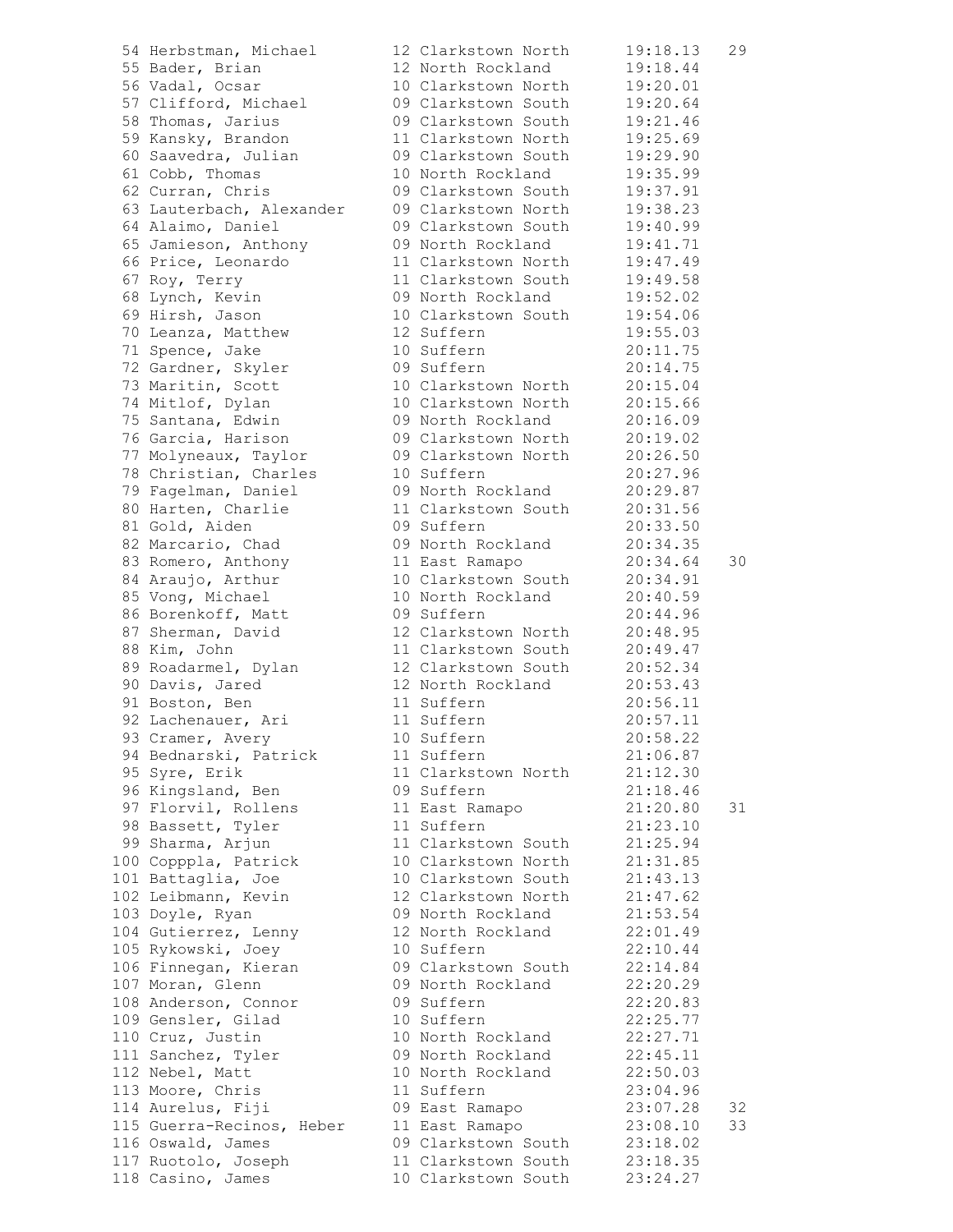| Place | Name | Yr | School | Time | Score |
|---|---|---|---|---|---|
| 54 | Herbstman, Michael | 12 | Clarkstown North | 19:18.13 | 29 |
| 55 | Bader, Brian | 12 | North Rockland | 19:18.44 | |
| 56 | Vadal, Ocsar | 10 | Clarkstown North | 19:20.01 | |
| 57 | Clifford, Michael | 09 | Clarkstown South | 19:20.64 | |
| 58 | Thomas, Jarius | 09 | Clarkstown South | 19:21.46 | |
| 59 | Kansky, Brandon | 11 | Clarkstown North | 19:25.69 | |
| 60 | Saavedra, Julian | 09 | Clarkstown South | 19:29.90 | |
| 61 | Cobb, Thomas | 10 | North Rockland | 19:35.99 | |
| 62 | Curran, Chris | 09 | Clarkstown South | 19:37.91 | |
| 63 | Lauterbach, Alexander | 09 | Clarkstown North | 19:38.23 | |
| 64 | Alaimo, Daniel | 09 | Clarkstown South | 19:40.99 | |
| 65 | Jamieson, Anthony | 09 | North Rockland | 19:41.71 | |
| 66 | Price, Leonardo | 11 | Clarkstown North | 19:47.49 | |
| 67 | Roy, Terry | 11 | Clarkstown South | 19:49.58 | |
| 68 | Lynch, Kevin | 09 | North Rockland | 19:52.02 | |
| 69 | Hirsh, Jason | 10 | Clarkstown South | 19:54.06 | |
| 70 | Leanza, Matthew | 12 | Suffern | 19:55.03 | |
| 71 | Spence, Jake | 10 | Suffern | 20:11.75 | |
| 72 | Gardner, Skyler | 09 | Suffern | 20:14.75 | |
| 73 | Maritin, Scott | 10 | Clarkstown North | 20:15.04 | |
| 74 | Mitlof, Dylan | 10 | Clarkstown North | 20:15.66 | |
| 75 | Santana, Edwin | 09 | North Rockland | 20:16.09 | |
| 76 | Garcia, Harison | 09 | Clarkstown North | 20:19.02 | |
| 77 | Molyneaux, Taylor | 09 | Clarkstown North | 20:26.50 | |
| 78 | Christian, Charles | 10 | Suffern | 20:27.96 | |
| 79 | Fagelman, Daniel | 09 | North Rockland | 20:29.87 | |
| 80 | Harten, Charlie | 11 | Clarkstown South | 20:31.56 | |
| 81 | Gold, Aiden | 09 | Suffern | 20:33.50 | |
| 82 | Marcario, Chad | 09 | North Rockland | 20:34.35 | |
| 83 | Romero, Anthony | 11 | East Ramapo | 20:34.64 | 30 |
| 84 | Araujo, Arthur | 10 | Clarkstown South | 20:34.91 | |
| 85 | Vong, Michael | 10 | North Rockland | 20:40.59 | |
| 86 | Borenkoff, Matt | 09 | Suffern | 20:44.96 | |
| 87 | Sherman, David | 12 | Clarkstown North | 20:48.95 | |
| 88 | Kim, John | 11 | Clarkstown South | 20:49.47 | |
| 89 | Roadarmel, Dylan | 12 | Clarkstown South | 20:52.34 | |
| 90 | Davis, Jared | 12 | North Rockland | 20:53.43 | |
| 91 | Boston, Ben | 11 | Suffern | 20:56.11 | |
| 92 | Lachenauer, Ari | 11 | Suffern | 20:57.11 | |
| 93 | Cramer, Avery | 10 | Suffern | 20:58.22 | |
| 94 | Bednarski, Patrick | 11 | Suffern | 21:06.87 | |
| 95 | Syre, Erik | 11 | Clarkstown North | 21:12.30 | |
| 96 | Kingsland, Ben | 09 | Suffern | 21:18.46 | |
| 97 | Florvil, Rollens | 11 | East Ramapo | 21:20.80 | 31 |
| 98 | Bassett, Tyler | 11 | Suffern | 21:23.10 | |
| 99 | Sharma, Arjun | 11 | Clarkstown South | 21:25.94 | |
| 100 | Copppla, Patrick | 10 | Clarkstown North | 21:31.85 | |
| 101 | Battaglia, Joe | 10 | Clarkstown South | 21:43.13 | |
| 102 | Leibmann, Kevin | 12 | Clarkstown North | 21:47.62 | |
| 103 | Doyle, Ryan | 09 | North Rockland | 21:53.54 | |
| 104 | Gutierrez, Lenny | 12 | North Rockland | 22:01.49 | |
| 105 | Rykowski, Joey | 10 | Suffern | 22:10.44 | |
| 106 | Finnegan, Kieran | 09 | Clarkstown South | 22:14.84 | |
| 107 | Moran, Glenn | 09 | North Rockland | 22:20.29 | |
| 108 | Anderson, Connor | 09 | Suffern | 22:20.83 | |
| 109 | Gensler, Gilad | 10 | Suffern | 22:25.77 | |
| 110 | Cruz, Justin | 10 | North Rockland | 22:27.71 | |
| 111 | Sanchez, Tyler | 09 | North Rockland | 22:45.11 | |
| 112 | Nebel, Matt | 10 | North Rockland | 22:50.03 | |
| 113 | Moore, Chris | 11 | Suffern | 23:04.96 | |
| 114 | Aurelus, Fiji | 09 | East Ramapo | 23:07.28 | 32 |
| 115 | Guerra-Recinos, Heber | 11 | East Ramapo | 23:08.10 | 33 |
| 116 | Oswald, James | 09 | Clarkstown South | 23:18.02 | |
| 117 | Ruotolo, Joseph | 11 | Clarkstown South | 23:18.35 | |
| 118 | Casino, James | 10 | Clarkstown South | 23:24.27 | |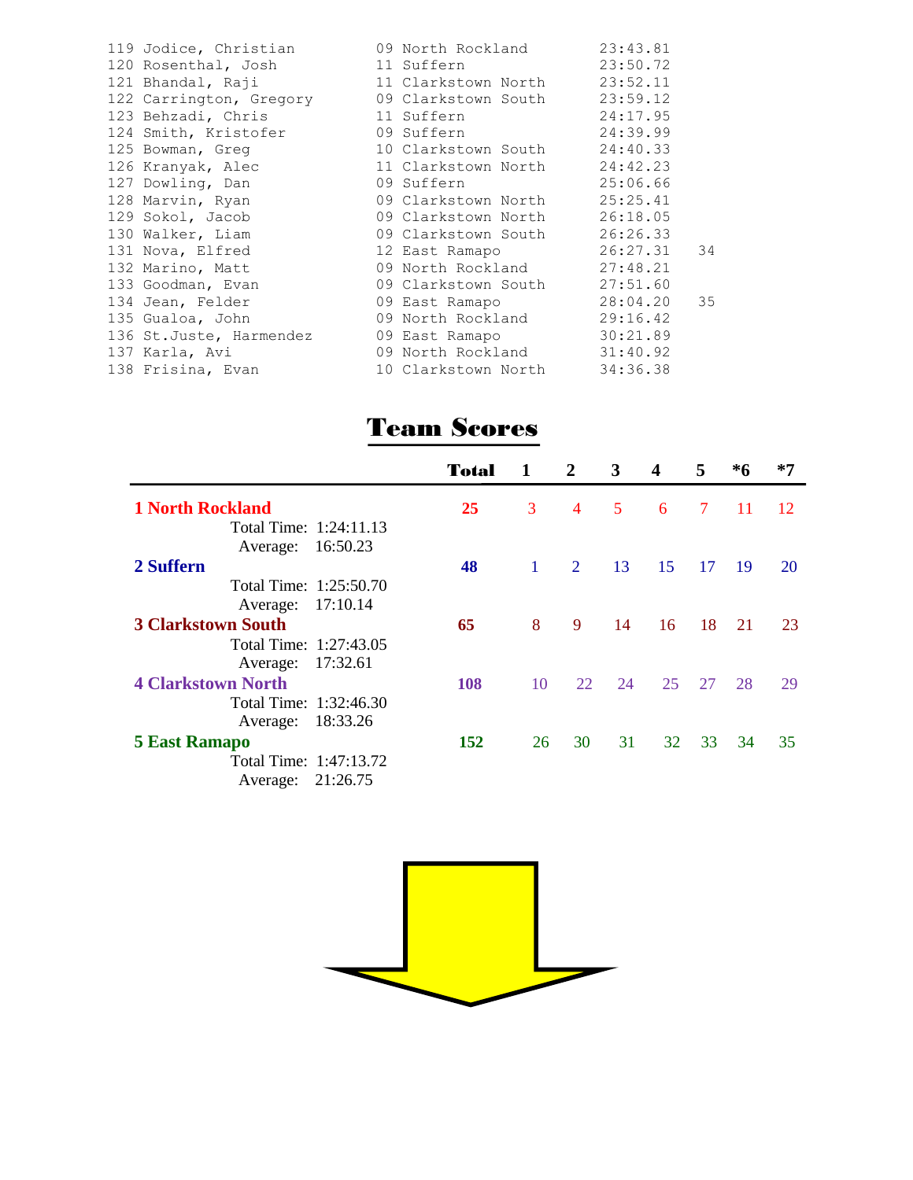| Place | Name | Yr | School | Time | Team Pts |
|---|---|---|---|---|---|
| 119 | Jodice, Christian | 09 | North Rockland | 23:43.81 | |
| 120 | Rosenthal, Josh | 11 | Suffern | 23:50.72 | |
| 121 | Bhandal, Raji | 11 | Clarkstown North | 23:52.11 | |
| 122 | Carrington, Gregory | 09 | Clarkstown South | 23:59.12 | |
| 123 | Behzadi, Chris | 11 | Suffern | 24:17.95 | |
| 124 | Smith, Kristofer | 09 | Suffern | 24:39.99 | |
| 125 | Bowman, Greg | 10 | Clarkstown South | 24:40.33 | |
| 126 | Kranyak, Alec | 11 | Clarkstown North | 24:42.23 | |
| 127 | Dowling, Dan | 09 | Suffern | 25:06.66 | |
| 128 | Marvin, Ryan | 09 | Clarkstown North | 25:25.41 | |
| 129 | Sokol, Jacob | 09 | Clarkstown North | 26:18.05 | |
| 130 | Walker, Liam | 09 | Clarkstown South | 26:26.33 | |
| 131 | Nova, Elfred | 12 | East Ramapo | 26:27.31 | 34 |
| 132 | Marino, Matt | 09 | North Rockland | 27:48.21 | |
| 133 | Goodman, Evan | 09 | Clarkstown South | 27:51.60 | |
| 134 | Jean, Felder | 09 | East Ramapo | 28:04.20 | 35 |
| 135 | Gualoa, John | 09 | North Rockland | 29:16.42 | |
| 136 | St.Juste, Harmendez | 09 | East Ramapo | 30:21.89 | |
| 137 | Karla, Avi | 09 | North Rockland | 31:40.92 | |
| 138 | Frisina, Evan | 10 | Clarkstown North | 34:36.38 | |

# Team Scores

| Team | Total | 1 | 2 | 3 | 4 | 5 | *6 | *7 |
|---|---|---|---|---|---|---|---|---|
| **1 North Rockland** | **25** | 3 | 4 | 5 | 6 | 7 | 11 | 12 |
| Total Time: 1:24:11.13 / Average: 16:50.23 | | | | | | | | |
| **2 Suffern** | **48** | 1 | 2 | 13 | 15 | 17 | 19 | 20 |
| Total Time: 1:25:50.70 / Average: 17:10.14 | | | | | | | | |
| **3 Clarkstown South** | **65** | 8 | 9 | 14 | 16 | 18 | 21 | 23 |
| Total Time: 1:27:43.05 / Average: 17:32.61 | | | | | | | | |
| **4 Clarkstown North** | **108** | 10 | 22 | 24 | 25 | 27 | 28 | 29 |
| Total Time: 1:32:46.30 / Average: 18:33.26 | | | | | | | | |
| **5 East Ramapo** | **152** | 26 | 30 | 31 | 32 | 33 | 34 | 35 |
| Total Time: 1:47:13.72 / Average: 21:26.75 | | | | | | | | |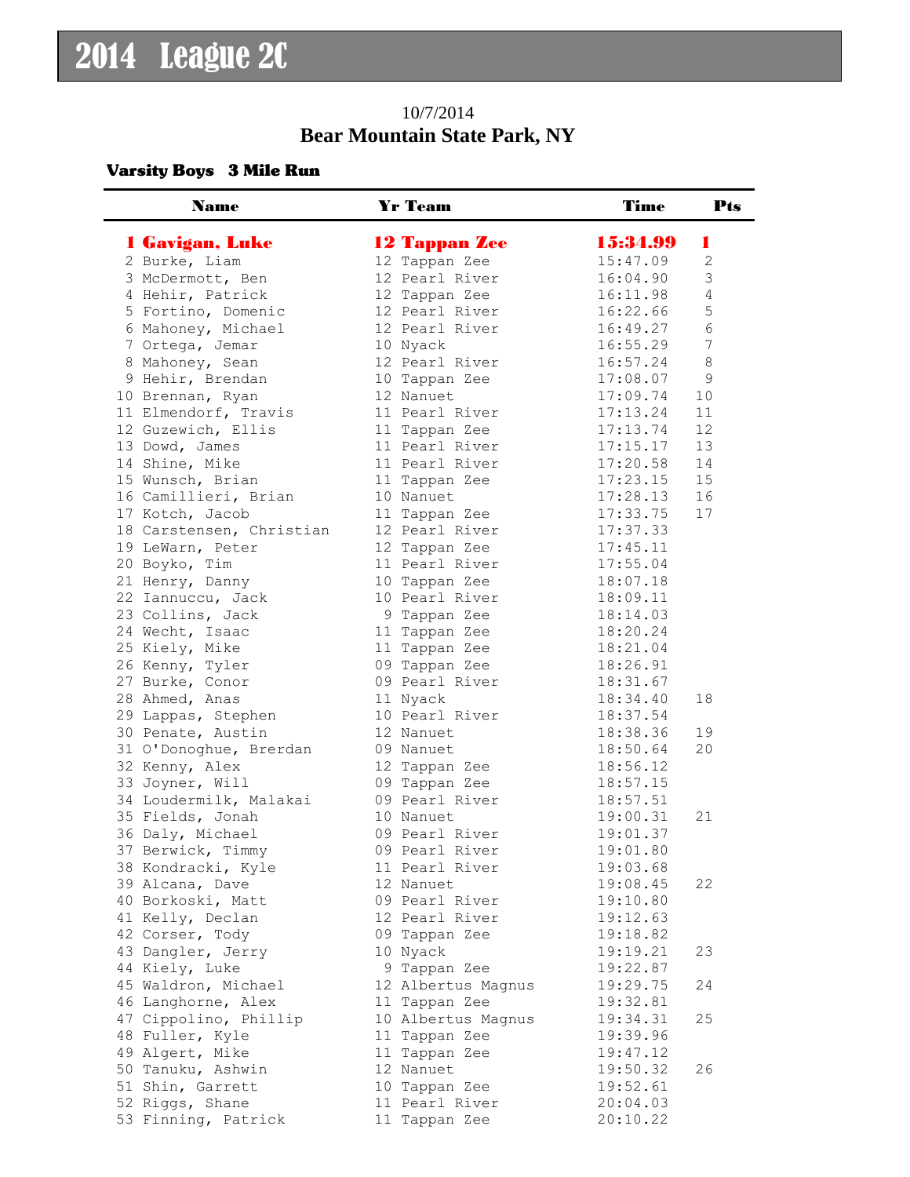# 2014 League 2C

10/7/2014

**Bear Mountain State Park, NY**

**Varsity Boys 3 Mile Run**

| Name | Yr Team | Time | Pts |
|---|---|---|---|
| **1 Gavigan, Luke** | **12 Tappan Zee** | **15:34.99** | **1** |
| 2 Burke, Liam | 12 Tappan Zee | 15:47.09 | 2 |
| 3 McDermott, Ben | 12 Pearl River | 16:04.90 | 3 |
| 4 Hehir, Patrick | 12 Tappan Zee | 16:11.98 | 4 |
| 5 Fortino, Domenic | 12 Pearl River | 16:22.66 | 5 |
| 6 Mahoney, Michael | 12 Pearl River | 16:49.27 | 6 |
| 7 Ortega, Jemar | 10 Nyack | 16:55.29 | 7 |
| 8 Mahoney, Sean | 12 Pearl River | 16:57.24 | 8 |
| 9 Hehir, Brendan | 10 Tappan Zee | 17:08.07 | 9 |
| 10 Brennan, Ryan | 12 Nanuet | 17:09.74 | 10 |
| 11 Elmendorf, Travis | 11 Pearl River | 17:13.24 | 11 |
| 12 Guzewich, Ellis | 11 Tappan Zee | 17:13.74 | 12 |
| 13 Dowd, James | 11 Pearl River | 17:15.17 | 13 |
| 14 Shine, Mike | 11 Pearl River | 17:20.58 | 14 |
| 15 Wunsch, Brian | 11 Tappan Zee | 17:23.15 | 15 |
| 16 Camillieri, Brian | 10 Nanuet | 17:28.13 | 16 |
| 17 Kotch, Jacob | 11 Tappan Zee | 17:33.75 | 17 |
| 18 Carstensen, Christian | 12 Pearl River | 17:37.33 | |
| 19 LeWarn, Peter | 12 Tappan Zee | 17:45.11 | |
| 20 Boyko, Tim | 11 Pearl River | 17:55.04 | |
| 21 Henry, Danny | 10 Tappan Zee | 18:07.18 | |
| 22 Iannuccu, Jack | 10 Pearl River | 18:09.11 | |
| 23 Collins, Jack | 9 Tappan Zee | 18:14.03 | |
| 24 Wecht, Isaac | 11 Tappan Zee | 18:20.24 | |
| 25 Kiely, Mike | 11 Tappan Zee | 18:21.04 | |
| 26 Kenny, Tyler | 09 Tappan Zee | 18:26.91 | |
| 27 Burke, Conor | 09 Pearl River | 18:31.67 | |
| 28 Ahmed, Anas | 11 Nyack | 18:34.40 | 18 |
| 29 Lappas, Stephen | 10 Pearl River | 18:37.54 | |
| 30 Penate, Austin | 12 Nanuet | 18:38.36 | 19 |
| 31 O'Donoghue, Brerdan | 09 Nanuet | 18:50.64 | 20 |
| 32 Kenny, Alex | 12 Tappan Zee | 18:56.12 | |
| 33 Joyner, Will | 09 Tappan Zee | 18:57.15 | |
| 34 Loudermilk, Malakai | 09 Pearl River | 18:57.51 | |
| 35 Fields, Jonah | 10 Nanuet | 19:00.31 | 21 |
| 36 Daly, Michael | 09 Pearl River | 19:01.37 | |
| 37 Berwick, Timmy | 09 Pearl River | 19:01.80 | |
| 38 Kondracki, Kyle | 11 Pearl River | 19:03.68 | |
| 39 Alcana, Dave | 12 Nanuet | 19:08.45 | 22 |
| 40 Borkoski, Matt | 09 Pearl River | 19:10.80 | |
| 41 Kelly, Declan | 12 Pearl River | 19:12.63 | |
| 42 Corser, Tody | 09 Tappan Zee | 19:18.82 | |
| 43 Dangler, Jerry | 10 Nyack | 19:19.21 | 23 |
| 44 Kiely, Luke | 9 Tappan Zee | 19:22.87 | |
| 45 Waldron, Michael | 12 Albertus Magnus | 19:29.75 | 24 |
| 46 Langhorne, Alex | 11 Tappan Zee | 19:32.81 | |
| 47 Cippolino, Phillip | 10 Albertus Magnus | 19:34.31 | 25 |
| 48 Fuller, Kyle | 11 Tappan Zee | 19:39.96 | |
| 49 Algert, Mike | 11 Tappan Zee | 19:47.12 | |
| 50 Tanuku, Ashwin | 12 Nanuet | 19:50.32 | 26 |
| 51 Shin, Garrett | 10 Tappan Zee | 19:52.61 | |
| 52 Riggs, Shane | 11 Pearl River | 20:04.03 | |
| 53 Finning, Patrick | 11 Tappan Zee | 20:10.22 | |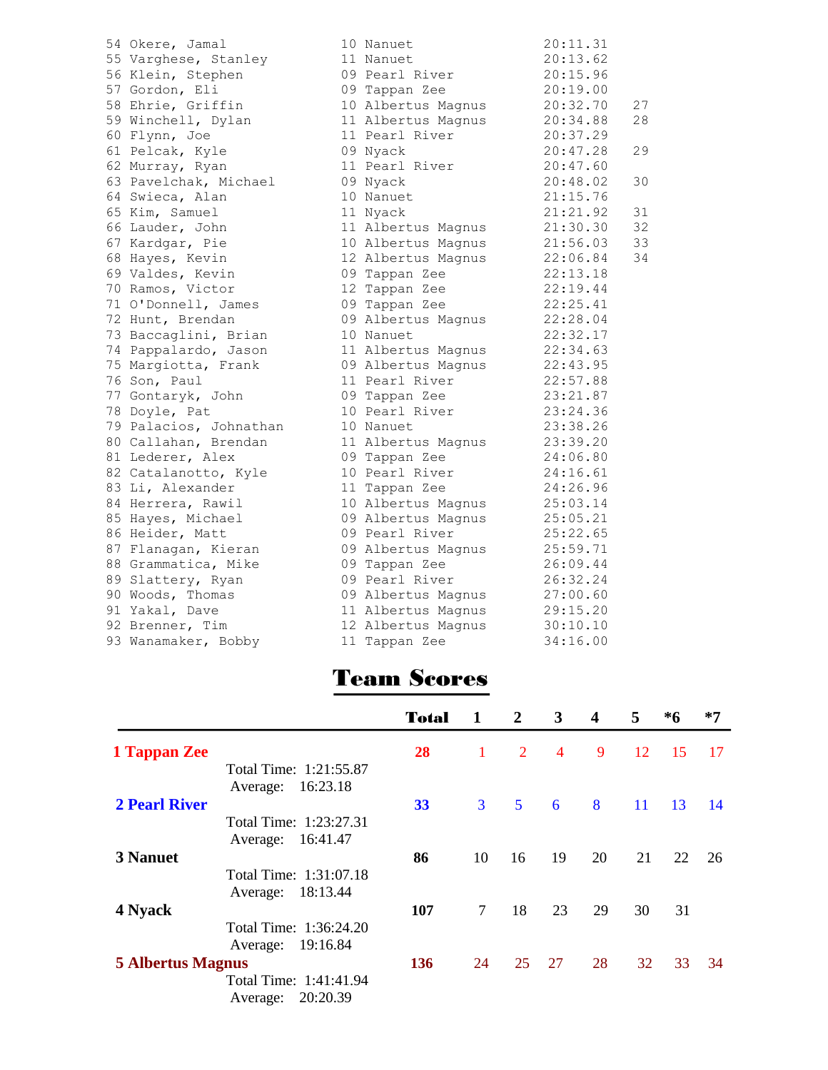| Place | Name | Yr | School | Time | Score |
|---|---|---|---|---|---|
| 54 | Okere, Jamal | 10 | Nanuet | 20:11.31 | |
| 55 | Varghese, Stanley | 11 | Nanuet | 20:13.62 | |
| 56 | Klein, Stephen | 09 | Pearl River | 20:15.96 | |
| 57 | Gordon, Eli | 09 | Tappan Zee | 20:19.00 | |
| 58 | Ehrie, Griffin | 10 | Albertus Magnus | 20:32.70 | 27 |
| 59 | Winchell, Dylan | 11 | Albertus Magnus | 20:34.88 | 28 |
| 60 | Flynn, Joe | 11 | Pearl River | 20:37.29 | |
| 61 | Pelcak, Kyle | 09 | Nyack | 20:47.28 | 29 |
| 62 | Murray, Ryan | 11 | Pearl River | 20:47.60 | |
| 63 | Pavelchak, Michael | 09 | Nyack | 20:48.02 | 30 |
| 64 | Swieca, Alan | 10 | Nanuet | 21:15.76 | |
| 65 | Kim, Samuel | 11 | Nyack | 21:21.92 | 31 |
| 66 | Lauder, John | 11 | Albertus Magnus | 21:30.30 | 32 |
| 67 | Kardgar, Pie | 10 | Albertus Magnus | 21:56.03 | 33 |
| 68 | Hayes, Kevin | 12 | Albertus Magnus | 22:06.84 | 34 |
| 69 | Valdes, Kevin | 09 | Tappan Zee | 22:13.18 | |
| 70 | Ramos, Victor | 12 | Tappan Zee | 22:19.44 | |
| 71 | O'Donnell, James | 09 | Tappan Zee | 22:25.41 | |
| 72 | Hunt, Brendan | 09 | Albertus Magnus | 22:28.04 | |
| 73 | Baccaglini, Brian | 10 | Nanuet | 22:32.17 | |
| 74 | Pappalardo, Jason | 11 | Albertus Magnus | 22:34.63 | |
| 75 | Margiotta, Frank | 09 | Albertus Magnus | 22:43.95 | |
| 76 | Son, Paul | 11 | Pearl River | 22:57.88 | |
| 77 | Gontaryk, John | 09 | Tappan Zee | 23:21.87 | |
| 78 | Doyle, Pat | 10 | Pearl River | 23:24.36 | |
| 79 | Palacios, Johnathan | 10 | Nanuet | 23:38.26 | |
| 80 | Callahan, Brendan | 11 | Albertus Magnus | 23:39.20 | |
| 81 | Lederer, Alex | 09 | Tappan Zee | 24:06.80 | |
| 82 | Catalanotto, Kyle | 10 | Pearl River | 24:16.61 | |
| 83 | Li, Alexander | 11 | Tappan Zee | 24:26.96 | |
| 84 | Herrera, Rawil | 10 | Albertus Magnus | 25:03.14 | |
| 85 | Hayes, Michael | 09 | Albertus Magnus | 25:05.21 | |
| 86 | Heider, Matt | 09 | Pearl River | 25:22.65 | |
| 87 | Flanagan, Kieran | 09 | Albertus Magnus | 25:59.71 | |
| 88 | Grammatica, Mike | 09 | Tappan Zee | 26:09.44 | |
| 89 | Slattery, Ryan | 09 | Pearl River | 26:32.24 | |
| 90 | Woods, Thomas | 09 | Albertus Magnus | 27:00.60 | |
| 91 | Yakal, Dave | 11 | Albertus Magnus | 29:15.20 | |
| 92 | Brenner, Tim | 12 | Albertus Magnus | 30:10.10 | |
| 93 | Wanamaker, Bobby | 11 | Tappan Zee | 34:16.00 | |

# Team Scores

| Team | Total | 1 | 2 | 3 | 4 | 5 | *6 | *7 |
|---|---|---|---|---|---|---|---|---|
| **1 Tappan Zee** | **28** | 1 | 2 | 4 | 9 | 12 | 15 | 17 |
| Total Time: 1:21:55.87 / Average: 16:23.18 | | | | | | | | |
| **2 Pearl River** | **33** | 3 | 5 | 6 | 8 | 11 | 13 | 14 |
| Total Time: 1:23:27.31 / Average: 16:41.47 | | | | | | | | |
| **3 Nanuet** | **86** | 10 | 16 | 19 | 20 | 21 | 22 | 26 |
| Total Time: 1:31:07.18 / Average: 18:13.44 | | | | | | | | |
| **4 Nyack** | **107** | 7 | 18 | 23 | 29 | 30 | 31 | |
| Total Time: 1:36:24.20 / Average: 19:16.84 | | | | | | | | |
| **5 Albertus Magnus** | **136** | 24 | 25 | 27 | 28 | 32 | 33 | 34 |
| Total Time: 1:41:41.94 / Average: 20:20.39 | | | | | | | | |